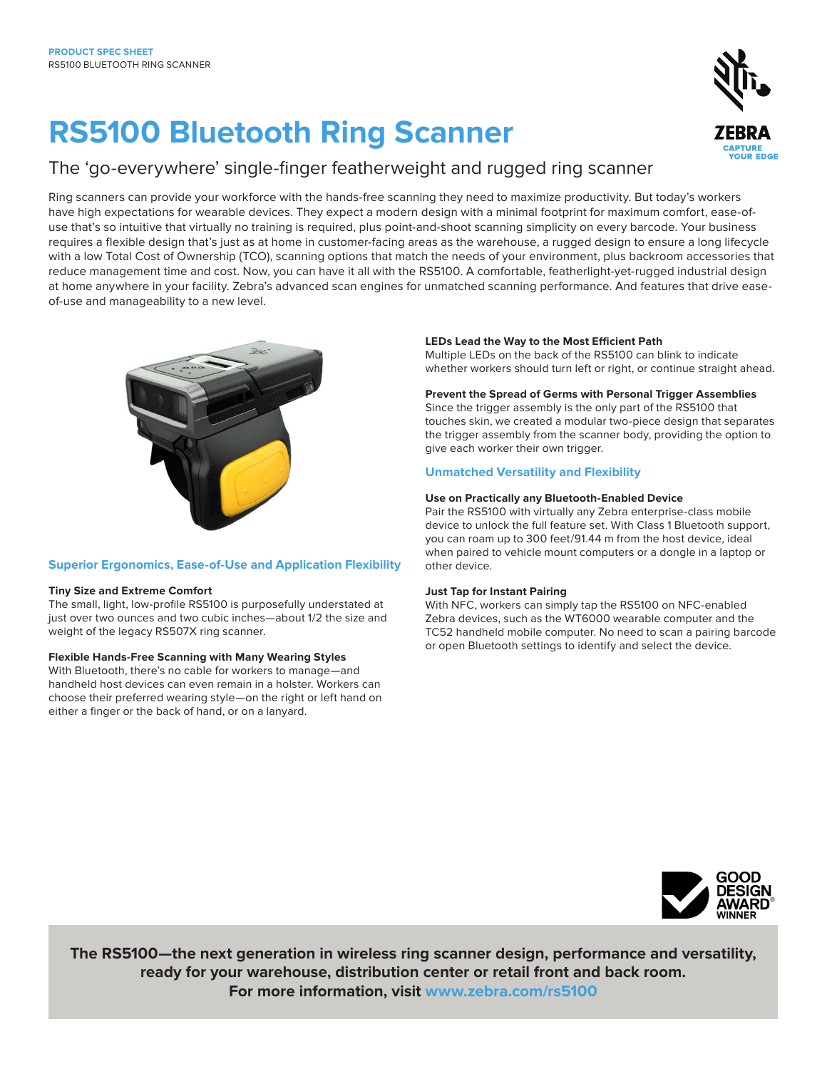PRODUCT SPEC SHEET
RS5100 BLUETOOTH RING SCANNER

# RS5100 Bluetooth Ring Scanner

## The 'go-everywhere' single-finger featherweight and rugged ring scanner

Ring scanners can provide your workforce with the hands-free scanning they need to maximize productivity. But today's workers have high expectations for wearable devices. They expect a modern design with a minimal footprint for maximum comfort, ease-of-use that's so intuitive that virtually no training is required, plus point-and-shoot scanning simplicity on every barcode. Your business requires a flexible design that's just as at home in customer-facing areas as the warehouse, a rugged design to ensure a long lifecycle with a low Total Cost of Ownership (TCO), scanning options that match the needs of your environment, plus backroom accessories that reduce management time and cost. Now, you can have it all with the RS5100. A comfortable, featherlight-yet-rugged industrial design at home anywhere in your facility. Zebra's advanced scan engines for unmatched scanning performance. And features that drive ease-of-use and manageability to a new level.

### Superior Ergonomics, Ease-of-Use and Application Flexibility

**Tiny Size and Extreme Comfort**
The small, light, low-profile RS5100 is purposefully understated at just over two ounces and two cubic inches—about 1/2 the size and weight of the legacy RS507X ring scanner.

**Flexible Hands-Free Scanning with Many Wearing Styles**
With Bluetooth, there's no cable for workers to manage—and handheld host devices can even remain in a holster. Workers can choose their preferred wearing style—on the right or left hand on either a finger or the back of hand, or on a lanyard.

**LEDs Lead the Way to the Most Efficient Path**
Multiple LEDs on the back of the RS5100 can blink to indicate whether workers should turn left or right, or continue straight ahead.

**Prevent the Spread of Germs with Personal Trigger Assemblies**
Since the trigger assembly is the only part of the RS5100 that touches skin, we created a modular two-piece design that separates the trigger assembly from the scanner body, providing the option to give each worker their own trigger.

### Unmatched Versatility and Flexibility

**Use on Practically any Bluetooth-Enabled Device**
Pair the RS5100 with virtually any Zebra enterprise-class mobile device to unlock the full feature set. With Class 1 Bluetooth support, you can roam up to 300 feet/91.44 m from the host device, ideal when paired to vehicle mount computers or a dongle in a laptop or other device.

**Just Tap for Instant Pairing**
With NFC, workers can simply tap the RS5100 on NFC-enabled Zebra devices, such as the WT6000 wearable computer and the TC52 handheld mobile computer. No need to scan a pairing barcode or open Bluetooth settings to identify and select the device.

GOOD DESIGN AWARD WINNER

**The RS5100—the next generation in wireless ring scanner design, performance and versatility, ready for your warehouse, distribution center or retail front and back room.**
**For more information, visit www.zebra.com/rs5100**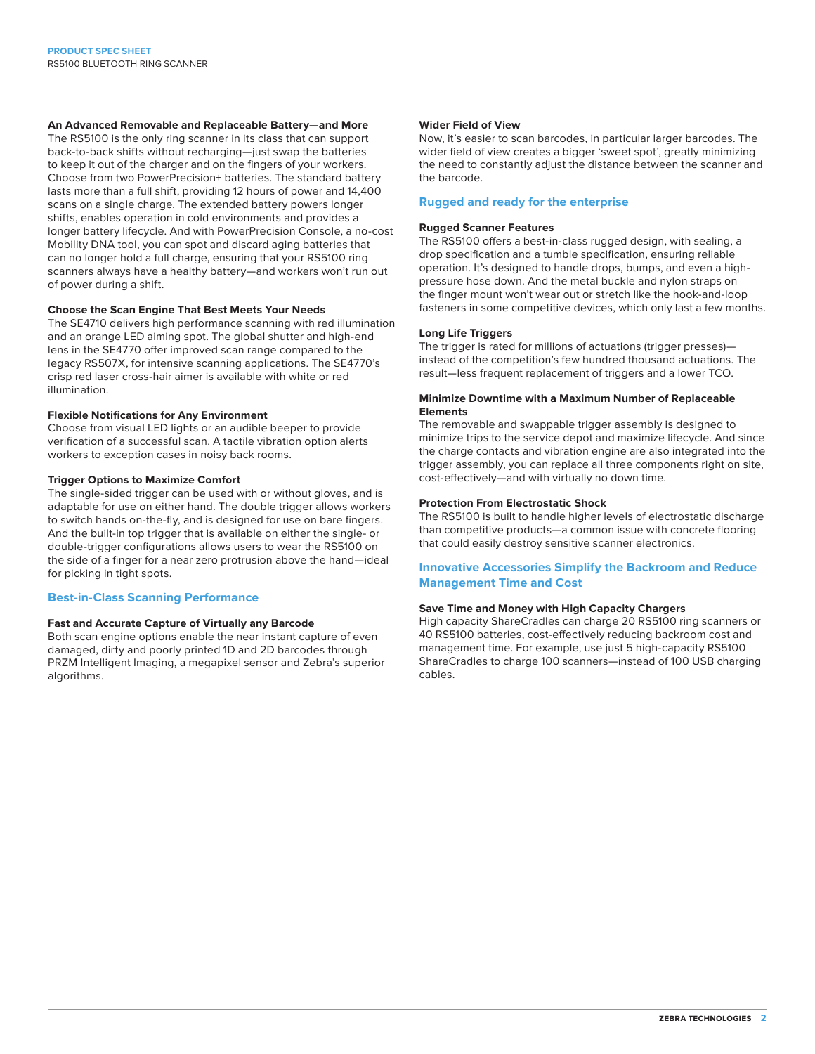### An Advanced Removable and Replaceable Battery—and More

The RS5100 is the only ring scanner in its class that can support back-to-back shifts without recharging—just swap the batteries to keep it out of the charger and on the fingers of your workers. Choose from two PowerPrecision+ batteries. The standard battery lasts more than a full shift, providing 12 hours of power and 14,400 scans on a single charge. The extended battery powers longer shifts, enables operation in cold environments and provides a longer battery lifecycle. And with PowerPrecision Console, a no-cost Mobility DNA tool, you can spot and discard aging batteries that can no longer hold a full charge, ensuring that your RS5100 ring scanners always have a healthy battery—and workers won't run out of power during a shift.

### Choose the Scan Engine That Best Meets Your Needs

The SE4710 delivers high performance scanning with red illumination and an orange LED aiming spot. The global shutter and high-end lens in the SE4770 offer improved scan range compared to the legacy RS507X, for intensive scanning applications. The SE4770's crisp red laser cross-hair aimer is available with white or red illumination.

### Flexible Notifications for Any Environment

Choose from visual LED lights or an audible beeper to provide verification of a successful scan. A tactile vibration option alerts workers to exception cases in noisy back rooms.

### Trigger Options to Maximize Comfort

The single-sided trigger can be used with or without gloves, and is adaptable for use on either hand. The double trigger allows workers to switch hands on-the-fly, and is designed for use on bare fingers. And the built-in top trigger that is available on either the single- or double-trigger configurations allows users to wear the RS5100 on the side of a finger for a near zero protrusion above the hand—ideal for picking in tight spots.

## Best-in-Class Scanning Performance

### Fast and Accurate Capture of Virtually any Barcode

Both scan engine options enable the near instant capture of even damaged, dirty and poorly printed 1D and 2D barcodes through PRZM Intelligent Imaging, a megapixel sensor and Zebra's superior algorithms.

### Wider Field of View

Now, it's easier to scan barcodes, in particular larger barcodes. The wider field of view creates a bigger 'sweet spot', greatly minimizing the need to constantly adjust the distance between the scanner and the barcode.

## Rugged and ready for the enterprise

### Rugged Scanner Features

The RS5100 offers a best-in-class rugged design, with sealing, a drop specification and a tumble specification, ensuring reliable operation. It's designed to handle drops, bumps, and even a high-pressure hose down. And the metal buckle and nylon straps on the finger mount won't wear out or stretch like the hook-and-loop fasteners in some competitive devices, which only last a few months.

### Long Life Triggers

The trigger is rated for millions of actuations (trigger presses)—instead of the competition's few hundred thousand actuations. The result—less frequent replacement of triggers and a lower TCO.

### Minimize Downtime with a Maximum Number of Replaceable Elements

The removable and swappable trigger assembly is designed to minimize trips to the service depot and maximize lifecycle. And since the charge contacts and vibration engine are also integrated into the trigger assembly, you can replace all three components right on site, cost-effectively—and with virtually no down time.

### Protection From Electrostatic Shock

The RS5100 is built to handle higher levels of electrostatic discharge than competitive products—a common issue with concrete flooring that could easily destroy sensitive scanner electronics.

## Innovative Accessories Simplify the Backroom and Reduce Management Time and Cost

### Save Time and Money with High Capacity Chargers

High capacity ShareCradles can charge 20 RS5100 ring scanners or 40 RS5100 batteries, cost-effectively reducing backroom cost and management time. For example, use just 5 high-capacity RS5100 ShareCradles to charge 100 scanners—instead of 100 USB charging cables.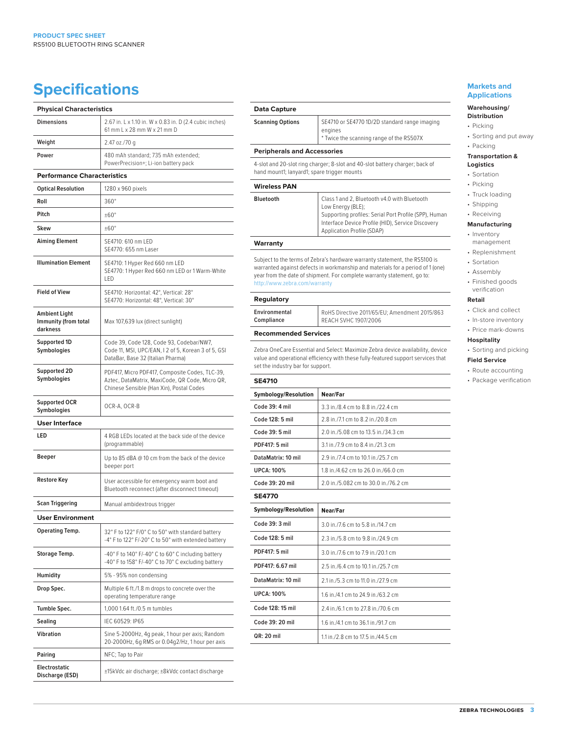# Specifications

| Physical Characteristics | |
|---|---|
| Dimensions | 2.67 in. L x 1.10 in. W x 0.83 in. D (2.4 cubic inches) 61 mm L x 28 mm W x 21 mm D |
| Weight | 2.47 oz./70 g |
| Power | 480 mAh standard; 735 mAh extended; PowerPrecision+; Li-ion battery pack |
| **Performance Characteristics** | |
| Optical Resolution | 1280 x 960 pixels |
| Roll | 360° |
| Pitch | ±60° |
| Skew | ±60° |
| Aiming Element | SE4710: 610 nm LED<br>SE4770: 655 nm Laser |
| Illumination Element | SE4710: 1 Hyper Red 660 nm LED<br>SE4770: 1 Hyper Red 660 nm LED or 1 Warm-White LED |
| Field of View | SE4710: Horizontal: 42°, Vertical: 28°<br>SE4770: Horizontal: 48°, Vertical: 30° |
| Ambient Light Immunity (from total darkness | Max 107,639 lux (direct sunlight) |
| Supported 1D Symbologies | Code 39, Code 128, Code 93, Codebar/NW7, Code 11, MSI, UPC/EAN, I 2 of 5, Korean 3 of 5, GSI DataBar, Base 32 (Italian Pharma) |
| Supported 2D Symbologies | PDF417, Micro PDF417, Composite Codes, TLC-39, Aztec, DataMatrix, MaxiCode, QR Code, Micro QR, Chinese Sensible (Han Xin), Postal Codes |
| Supported OCR Symbologies | OCR-A, OCR-B |
| **User Interface** | |
| LED | 4 RGB LEDs located at the back side of the device (programmable) |
| Beeper | Up to 85 dBA @ 10 cm from the back of the device beeper port |
| Restore Key | User accessible for emergency warm boot and Bluetooth reconnect (after disconnect timeout) |
| Scan Triggering | Manual ambidextrous trigger |
| **User Environment** | |
| Operating Temp. | 32° F to 122° F/0° C to 50° with standard battery<br>-4° F to 122° F/-20° C to 50° with extended battery |
| Storage Temp. | -40° F to 140° F/-40° C to 60° C including battery<br>-40° F to 158° F/-40° C to 70° C excluding battery |
| Humidity | 5% - 95% non condensing |
| Drop Spec. | Multiple 6 ft./1.8 m drops to concrete over the operating temperature range |
| Tumble Spec. | 1,000 1.64 ft./0.5 m tumbles |
| Sealing | IEC 60529: IP65 |
| Vibration | Sine 5-2000Hz, 4g peak, 1 hour per axis; Random 20-2000Hz, 6g RMS or 0.04g2/Hz, 1 hour per axis |
| Pairing | NFC; Tap to Pair |
| Electrostatic Discharge (ESD) | ±15kVdc air discharge; ±8kVdc contact discharge |

| Data Capture | |
|---|---|
| Scanning Options | SE4710 or SE4770 1D/2D standard range imaging engines<br>* Twice the scanning range of the RS507X |

**Peripherals and Accessories**

4-slot and 20-slot ring charger; 8-slot and 40-slot battery charger; back of hand mount1; lanyard1; spare trigger mounts

| Wireless PAN | |
|---|---|
| Bluetooth | Class 1 and 2, Bluetooth v4.0 with Bluetooth Low Energy (BLE);<br>Supporting profiles: Serial Port Profile (SPP), Human Interface Device Profile (HID), Service Discovery Application Profile (SDAP) |

**Warranty**

Subject to the terms of Zebra's hardware warranty statement, the RS5100 is warranted against defects in workmanship and materials for a period of 1 (one) year from the date of shipment. For complete warranty statement, go to: http://www.zebra.com/warranty

| Regulatory | |
|---|---|
| Environmental Compliance | RoHS Directive 2011/65/EU; Amendment 2015/863<br>REACH SVHC 1907/2006 |

**Recommended Services**

Zebra OneCare Essential and Select: Maximize Zebra device availability, device value and operational efficiency with these fully-featured support services that set the industry bar for support.

**SE4710**

| Symbology/Resolution | Near/Far |
|---|---|
| Code 39: 4 mil | 3.3 in./8.4 cm to 8.8 in./22.4 cm |
| Code 128: 5 mil | 2.8 in./7.1 cm to 8.2 in./20.8 cm |
| Code 39: 5 mil | 2.0 in./5.08 cm to 13.5 in./34.3 cm |
| PDF417: 5 mil | 3.1 in./7.9 cm to 8.4 in./21.3 cm |
| DataMatrix: 10 mil | 2.9 in./7.4 cm to 10.1 in./25.7 cm |
| UPCA: 100% | 1.8 in./4.62 cm to 26.0 in./66.0 cm |
| Code 39: 20 mil | 2.0 in./5.082 cm to 30.0 in./76.2 cm |

**SE4770**

| Symbology/Resolution | Near/Far |
|---|---|
| Code 39: 3 mil | 3.0 in./7.6 cm to 5.8 in./14.7 cm |
| Code 128: 5 mil | 2.3 in./5.8 cm to 9.8 in./24.9 cm |
| PDF417: 5 mil | 3.0 in./7.6 cm to 7.9 in./20.1 cm |
| PDF417: 6.67 mil | 2.5 in./6.4 cm to 10.1 in./25.7 cm |
| DataMatrix: 10 mil | 2.1 in./5.3 cm to 11.0 in./27.9 cm |
| UPCA: 100% | 1.6 in./4.1 cm to 24.9 in./63.2 cm |
| Code 128: 15 mil | 2.4 in./6.1 cm to 27.8 in./70.6 cm |
| Code 39: 20 mil | 1.6 in./4.1 cm to 36.1 in./91.7 cm |
| QR: 20 mil | 1.1 in./2.8 cm to 17.5 in./44.5 cm |

## Markets and Applications

**Warehousing/ Distribution**
- Picking
- Sorting and put away
- Packing

**Transportation & Logistics**
- Sortation
- Picking
- Truck loading
- Shipping
- Receiving

**Manufacturing**
- Inventory management
- Replenishment
- Sortation
- Assembly
- Finished goods verification

**Retail**
- Click and collect
- In-store inventory
- Price mark-downs

**Hospitality**
- Sorting and picking

**Field Service**
- Route accounting
- Package verification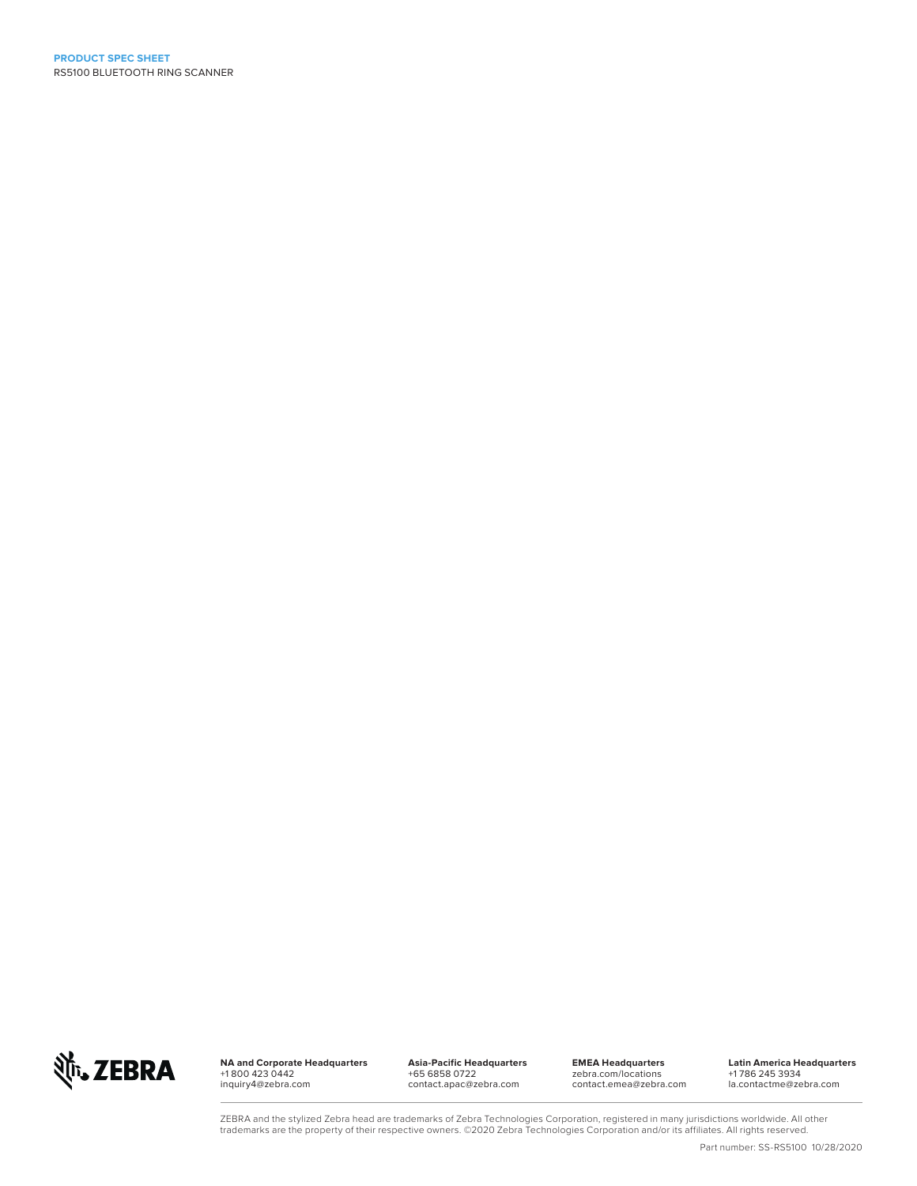**NA and Corporate Headquarters**
+1 800 423 0442
inquiry4@zebra.com

**Asia-Pacific Headquarters**
+65 6858 0722
contact.apac@zebra.com

**EMEA Headquarters**
zebra.com/locations
contact.emea@zebra.com

**Latin America Headquarters**
+1 786 245 3934
la.contactme@zebra.com

ZEBRA and the stylized Zebra head are trademarks of Zebra Technologies Corporation, registered in many jurisdictions worldwide. All other trademarks are the property of their respective owners. ©2020 Zebra Technologies Corporation and/or its affiliates. All rights reserved.

Part number: SS-RS5100 10/28/2020